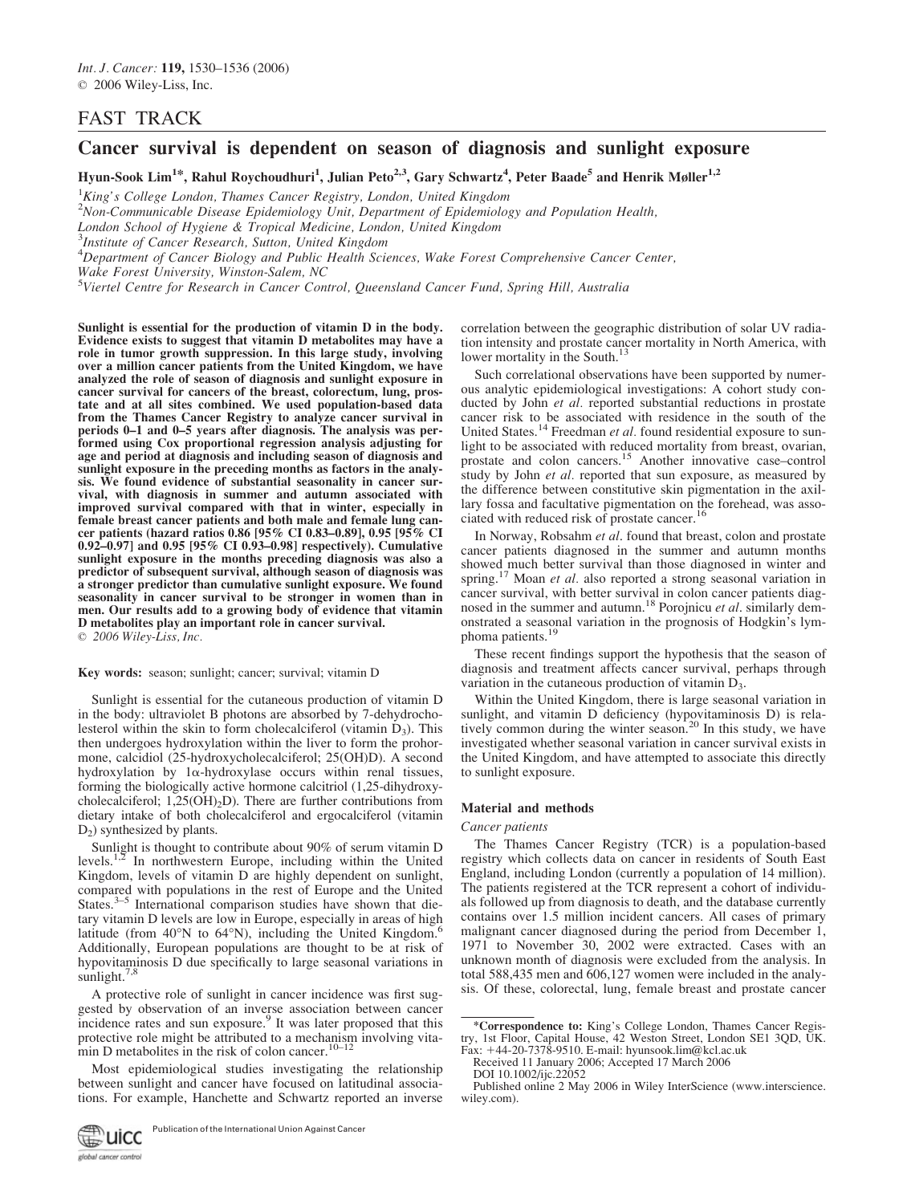FAST TRACK

# Cancer survival is dependent on season of diagnosis and sunlight exposure

Hyun-Sook Lim[1]*, Rahul Roychoudhuri[1], Julian Peto[2,3], Gary Schwartz[4], Peter Baade[5] and Henrik Møller[1,2]

[1]King's College London, Thames Cancer Registry, London, United Kingdom
[2]Non-Communicable Disease Epidemiology Unit, Department of Epidemiology and Population Health, London School of Hygiene & Tropical Medicine, London, United Kingdom
[3]Institute of Cancer Research, Sutton, United Kingdom
[4]Department of Cancer Biology and Public Health Sciences, Wake Forest Comprehensive Cancer Center, Wake Forest University, Winston-Salem, NC
[5]Viertel Centre for Research in Cancer Control, Queensland Cancer Fund, Spring Hill, Australia

**Sunlight is essential for the production of vitamin D in the body. Evidence exists to suggest that vitamin D metabolites may have a role in tumor growth suppression. In this large study, involving over a million cancer patients from the United Kingdom, we have analyzed the role of season of diagnosis and sunlight exposure in cancer survival for cancers of the breast, colorectum, lung, prostate and at all sites combined. We used population-based data from the Thames Cancer Registry to analyze cancer survival in periods 0–1 and 0–5 years after diagnosis. The analysis was performed using Cox proportional regression analysis adjusting for age and period at diagnosis and including season of diagnosis and sunlight exposure in the preceding months as factors in the analysis. We found evidence of substantial seasonality in cancer survival, with diagnosis in summer and autumn associated with improved survival compared with that in winter, especially in female breast cancer patients and both male and female lung cancer patients (hazard ratios 0.86 [95% CI 0.83–0.89], 0.95 [95% CI 0.92–0.97] and 0.95 [95% CI 0.93–0.98] respectively). Cumulative sunlight exposure in the months preceding diagnosis was also a predictor of subsequent survival, although season of diagnosis was a stronger predictor than cumulative sunlight exposure. We found seasonality in cancer survival to be stronger in women than in men. Our results add to a growing body of evidence that vitamin D metabolites play an important role in cancer survival.**
© 2006 Wiley-Liss, Inc.

**Key words:** season; sunlight; cancer; survival; vitamin D

Sunlight is essential for the cutaneous production of vitamin D in the body: ultraviolet B photons are absorbed by 7-dehydrocholesterol within the skin to form cholecalciferol (vitamin $D_3$). This then undergoes hydroxylation within the liver to form the prohormone, calcidiol (25-hydroxycholecalciferol; 25(OH)D). A second hydroxylation by 1α-hydroxylase occurs within renal tissues, forming the biologically active hormone calcitriol (1,25-dihydroxycholecalciferol; $1,25(OH)_2D$). There are further contributions from dietary intake of both cholecalciferol and ergocalciferol (vitamin $D_2$) synthesized by plants.

Sunlight is thought to contribute about 90% of serum vitamin D levels.[1,2] In northwestern Europe, including within the United Kingdom, levels of vitamin D are highly dependent on sunlight, compared with populations in the rest of Europe and the United States.[3–5] International comparison studies have shown that dietary vitamin D levels are low in Europe, especially in areas of high latitude (from 40°N to 64°N), including the United Kingdom.[6] Additionally, European populations are thought to be at risk of hypovitaminosis D due specifically to large seasonal variations in sunlight.[7,8]

A protective role of sunlight in cancer incidence was first suggested by observation of an inverse association between cancer incidence rates and sun exposure.[9] It was later proposed that this protective role might be attributed to a mechanism involving vitamin D metabolites in the risk of colon cancer.[10–12]

Most epidemiological studies investigating the relationship between sunlight and cancer have focused on latitudinal associations. For example, Hanchette and Schwartz reported an inverse correlation between the geographic distribution of solar UV radiation intensity and prostate cancer mortality in North America, with lower mortality in the South.[13]

Such correlational observations have been supported by numerous analytic epidemiological investigations: A cohort study conducted by John *et al.* reported substantial reductions in prostate cancer risk to be associated with residence in the south of the United States.[14] Freedman *et al.* found residential exposure to sunlight to be associated with reduced mortality from breast, ovarian, prostate and colon cancers.[15] Another innovative case–control study by John *et al.* reported that sun exposure, as measured by the difference between constitutive skin pigmentation in the axillary fossa and facultative pigmentation on the forehead, was associated with reduced risk of prostate cancer.[16]

In Norway, Robsahm *et al.* found that breast, colon and prostate cancer patients diagnosed in the summer and autumn months showed much better survival than those diagnosed in winter and spring.[17] Moan *et al.* also reported a strong seasonal variation in cancer survival, with better survival in colon cancer patients diagnosed in the summer and autumn.[18] Porojnicu *et al.* similarly demonstrated a seasonal variation in the prognosis of Hodgkin's lymphoma patients.[19]

These recent findings support the hypothesis that the season of diagnosis and treatment affects cancer survival, perhaps through variation in the cutaneous production of vitamin $D_3$.

Within the United Kingdom, there is large seasonal variation in sunlight, and vitamin D deficiency (hypovitaminosis D) is relatively common during the winter season.[20] In this study, we have investigated whether seasonal variation in cancer survival exists in the United Kingdom, and have attempted to associate this directly to sunlight exposure.

## Material and methods

### Cancer patients

The Thames Cancer Registry (TCR) is a population-based registry which collects data on cancer in residents of South East England, including London (currently a population of 14 million). The patients registered at the TCR represent a cohort of individuals followed up from diagnosis to death, and the database currently contains over 1.5 million incident cancers. All cases of primary malignant cancer diagnosed during the period from December 1, 1971 to November 30, 2002 were extracted. Cases with an unknown month of diagnosis were excluded from the analysis. In total 588,435 men and 606,127 women were included in the analysis. Of these, colorectal, lung, female breast and prostate cancer

*Correspondence to: King's College London, Thames Cancer Registry, 1st Floor, Capital House, 42 Weston Street, London SE1 3QD, UK. Fax: +44-20-7378-9510. E-mail: hyunsook.lim@kcl.ac.uk

Received 11 January 2006; Accepted 17 March 2006

DOI 10.1002/ijc.22052

Published online 2 May 2006 in Wiley InterScience (www.interscience.wiley.com).

Publication of the International Union Against Cancer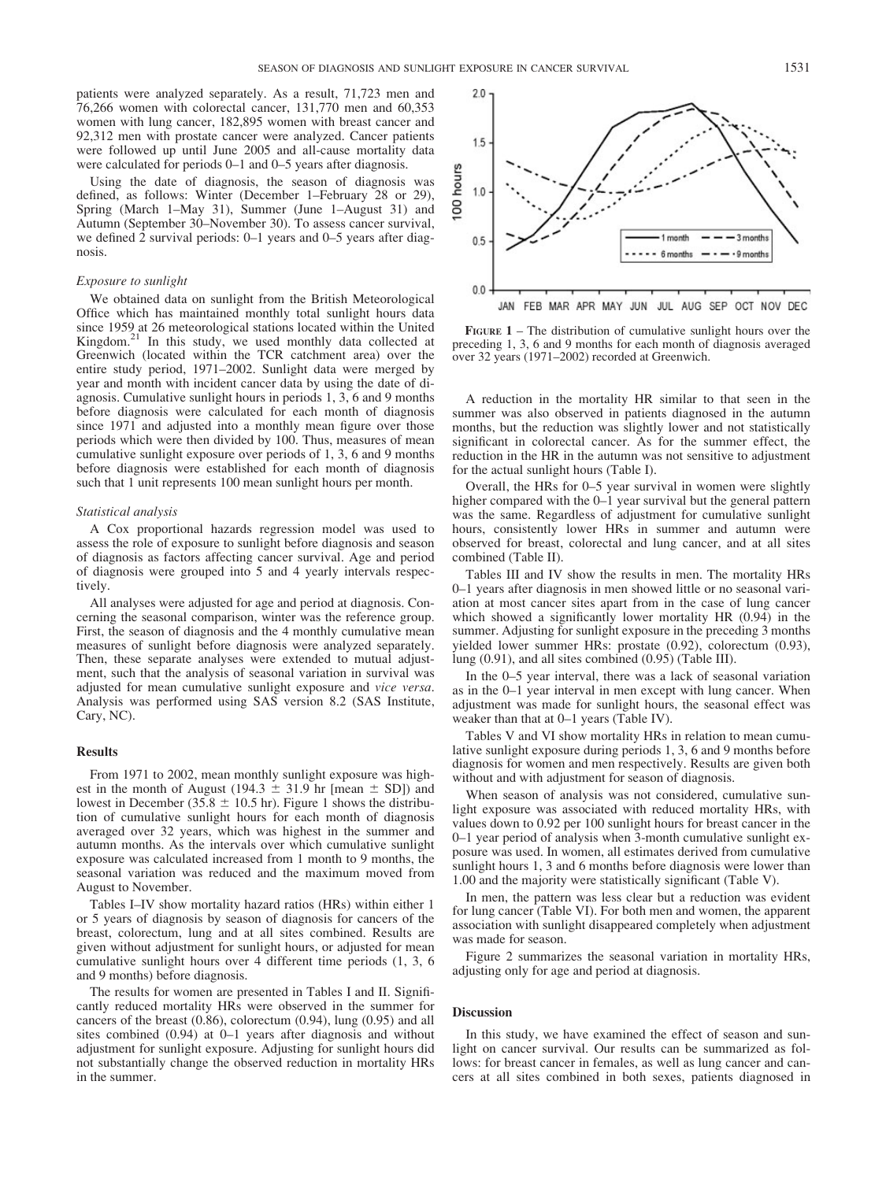patients were analyzed separately. As a result, 71,723 men and 76,266 women with colorectal cancer, 131,770 men and 60,353 women with lung cancer, 182,895 women with breast cancer and 92,312 men with prostate cancer were analyzed. Cancer patients were followed up until June 2005 and all-cause mortality data were calculated for periods 0–1 and 0–5 years after diagnosis.

Using the date of diagnosis, the season of diagnosis was defined, as follows: Winter (December 1–February 28 or 29), Spring (March 1–May 31), Summer (June 1–August 31) and Autumn (September 30–November 30). To assess cancer survival, we defined 2 survival periods: 0–1 years and 0–5 years after diagnosis.

### *Exposure to sunlight*

We obtained data on sunlight from the British Meteorological Office which has maintained monthly total sunlight hours data since 1959 at 26 meteorological stations located within the United Kingdom.[21] In this study, we used monthly data collected at Greenwich (located within the TCR catchment area) over the entire study period, 1971–2002. Sunlight data were merged by year and month with incident cancer data by using the date of diagnosis. Cumulative sunlight hours in periods 1, 3, 6 and 9 months before diagnosis were calculated for each month of diagnosis since 1971 and adjusted into a monthly mean figure over those periods which were then divided by 100. Thus, measures of mean cumulative sunlight exposure over periods of 1, 3, 6 and 9 months before diagnosis were established for each month of diagnosis such that 1 unit represents 100 mean sunlight hours per month.

### *Statistical analysis*

A Cox proportional hazards regression model was used to assess the role of exposure to sunlight before diagnosis and season of diagnosis as factors affecting cancer survival. Age and period of diagnosis were grouped into 5 and 4 yearly intervals respectively.

All analyses were adjusted for age and period at diagnosis. Concerning the seasonal comparison, winter was the reference group. First, the season of diagnosis and the 4 monthly cumulative mean measures of sunlight before diagnosis were analyzed separately. Then, these separate analyses were extended to mutual adjustment, such that the analysis of seasonal variation in survival was adjusted for mean cumulative sunlight exposure and *vice versa*. Analysis was performed using SAS version 8.2 (SAS Institute, Cary, NC).

## Results

From 1971 to 2002, mean monthly sunlight exposure was highest in the month of August (194.3 ± 31.9 hr [mean ± SD]) and lowest in December (35.8 ± 10.5 hr). Figure 1 shows the distribution of cumulative sunlight hours for each month of diagnosis averaged over 32 years, which was highest in the summer and autumn months. As the intervals over which cumulative sunlight exposure was calculated increased from 1 month to 9 months, the seasonal variation was reduced and the maximum moved from August to November.

Tables I–IV show mortality hazard ratios (HRs) within either 1 or 5 years of diagnosis by season of diagnosis for cancers of the breast, colorectum, lung and at all sites combined. Results are given without adjustment for sunlight hours, or adjusted for mean cumulative sunlight hours over 4 different time periods (1, 3, 6 and 9 months) before diagnosis.

The results for women are presented in Tables I and II. Significantly reduced mortality HRs were observed in the summer for cancers of the breast (0.86), colorectum (0.94), lung (0.95) and all sites combined (0.94) at 0–1 years after diagnosis and without adjustment for sunlight exposure. Adjusting for sunlight hours did not substantially change the observed reduction in mortality HRs in the summer.

**FIGURE 1** – The distribution of cumulative sunlight hours over the preceding 1, 3, 6 and 9 months for each month of diagnosis averaged over 32 years (1971–2002) recorded at Greenwich.

A reduction in the mortality HR similar to that seen in the summer was also observed in patients diagnosed in the autumn months, but the reduction was slightly lower and not statistically significant in colorectal cancer. As for the summer effect, the reduction in the HR in the autumn was not sensitive to adjustment for the actual sunlight hours (Table I).

Overall, the HRs for 0–5 year survival in women were slightly higher compared with the 0–1 year survival but the general pattern was the same. Regardless of adjustment for cumulative sunlight hours, consistently lower HRs in summer and autumn were observed for breast, colorectal and lung cancer, and at all sites combined (Table II).

Tables III and IV show the results in men. The mortality HRs 0–1 years after diagnosis in men showed little or no seasonal variation at most cancer sites apart from in the case of lung cancer which showed a significantly lower mortality HR (0.94) in the summer. Adjusting for sunlight exposure in the preceding 3 months yielded lower summer HRs: prostate (0.92), colorectum (0.93), lung (0.91), and all sites combined (0.95) (Table III).

In the 0–5 year interval, there was a lack of seasonal variation as in the 0–1 year interval in men except with lung cancer. When adjustment was made for sunlight hours, the seasonal effect was weaker than that at 0–1 years (Table IV).

Tables V and VI show mortality HRs in relation to mean cumulative sunlight exposure during periods 1, 3, 6 and 9 months before diagnosis for women and men respectively. Results are given both without and with adjustment for season of diagnosis.

When season of analysis was not considered, cumulative sunlight exposure was associated with reduced mortality HRs, with values down to 0.92 per 100 sunlight hours for breast cancer in the 0–1 year period of analysis when 3-month cumulative sunlight exposure was used. In women, all estimates derived from cumulative sunlight hours 1, 3 and 6 months before diagnosis were lower than 1.00 and the majority were statistically significant (Table V).

In men, the pattern was less clear but a reduction was evident for lung cancer (Table VI). For both men and women, the apparent association with sunlight disappeared completely when adjustment was made for season.

Figure 2 summarizes the seasonal variation in mortality HRs, adjusting only for age and period at diagnosis.

## Discussion

In this study, we have examined the effect of season and sunlight on cancer survival. Our results can be summarized as follows: for breast cancer in females, as well as lung cancer and cancers at all sites combined in both sexes, patients diagnosed in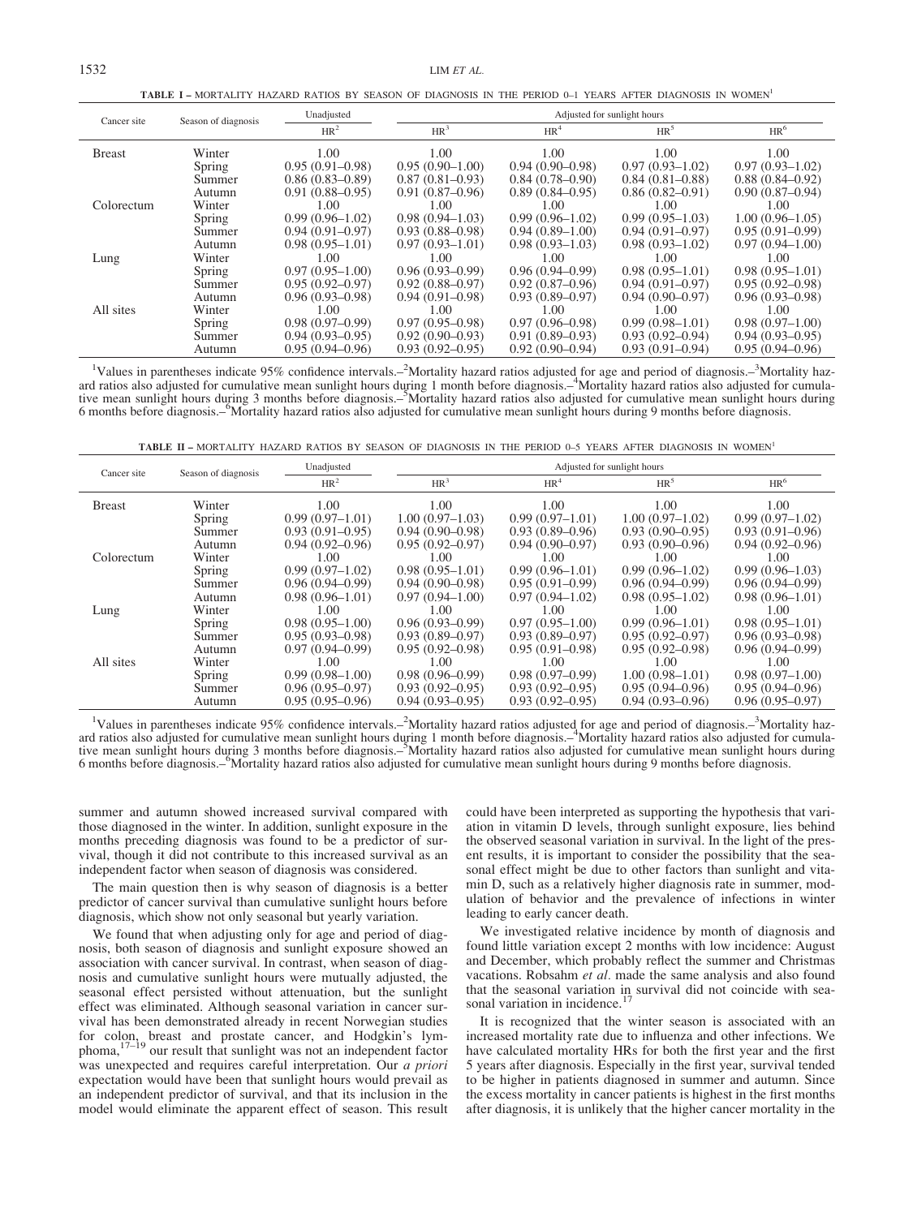**TABLE I – MORTALITY HAZARD RATIOS BY SEASON OF DIAGNOSIS IN THE PERIOD 0–1 YEARS AFTER DIAGNOSIS IN WOMEN[1]**

| Cancer site | Season of diagnosis | Unadjusted | Adjusted for sunlight hours | | | |
|---|---|---|---|---|---|---|
| | | HR[2] | HR[3] | HR[4] | HR[5] | HR[6] |
| Breast | Winter | 1.00 | 1.00 | 1.00 | 1.00 | 1.00 |
| | Spring | 0.95 (0.91–0.98) | 0.95 (0.90–1.00) | 0.94 (0.90–0.98) | 0.97 (0.93–1.02) | 0.97 (0.93–1.02) |
| | Summer | 0.86 (0.83–0.89) | 0.87 (0.81–0.93) | 0.84 (0.78–0.90) | 0.84 (0.81–0.88) | 0.88 (0.84–0.92) |
| | Autumn | 0.91 (0.88–0.95) | 0.91 (0.87–0.96) | 0.89 (0.84–0.95) | 0.86 (0.82–0.91) | 0.90 (0.87–0.94) |
| Colorectum | Winter | 1.00 | 1.00 | 1.00 | 1.00 | 1.00 |
| | Spring | 0.99 (0.96–1.02) | 0.98 (0.94–1.03) | 0.99 (0.96–1.02) | 0.99 (0.95–1.03) | 1.00 (0.96–1.05) |
| | Summer | 0.94 (0.91–0.97) | 0.93 (0.88–0.98) | 0.94 (0.89–1.00) | 0.94 (0.91–0.97) | 0.95 (0.91–0.99) |
| | Autumn | 0.98 (0.95–1.01) | 0.97 (0.93–1.01) | 0.98 (0.93–1.03) | 0.98 (0.93–1.02) | 0.97 (0.94–1.00) |
| Lung | Winter | 1.00 | 1.00 | 1.00 | 1.00 | 1.00 |
| | Spring | 0.97 (0.95–1.00) | 0.96 (0.93–0.99) | 0.96 (0.94–0.99) | 0.98 (0.95–1.01) | 0.98 (0.95–1.01) |
| | Summer | 0.95 (0.92–0.97) | 0.92 (0.88–0.97) | 0.92 (0.87–0.96) | 0.94 (0.91–0.97) | 0.95 (0.92–0.98) |
| | Autumn | 0.96 (0.93–0.98) | 0.94 (0.91–0.98) | 0.93 (0.89–0.97) | 0.94 (0.90–0.97) | 0.96 (0.93–0.98) |
| All sites | Winter | 1.00 | 1.00 | 1.00 | 1.00 | 1.00 |
| | Spring | 0.98 (0.97–0.99) | 0.97 (0.95–0.98) | 0.97 (0.96–0.98) | 0.99 (0.98–1.01) | 0.98 (0.97–1.00) |
| | Summer | 0.94 (0.93–0.95) | 0.92 (0.90–0.93) | 0.91 (0.89–0.93) | 0.93 (0.92–0.94) | 0.94 (0.93–0.95) |
| | Autumn | 0.95 (0.94–0.96) | 0.93 (0.92–0.95) | 0.92 (0.90–0.94) | 0.93 (0.91–0.94) | 0.95 (0.94–0.96) |

[1]Values in parentheses indicate 95% confidence intervals.–[2]Mortality hazard ratios adjusted for age and period of diagnosis.–[3]Mortality hazard ratios also adjusted for cumulative mean sunlight hours during 1 month before diagnosis.–[4]Mortality hazard ratios also adjusted for cumulative mean sunlight hours during 3 months before diagnosis.–[5]Mortality hazard ratios also adjusted for cumulative mean sunlight hours during 6 months before diagnosis.–[6]Mortality hazard ratios also adjusted for cumulative mean sunlight hours during 9 months before diagnosis.

**TABLE II – MORTALITY HAZARD RATIOS BY SEASON OF DIAGNOSIS IN THE PERIOD 0–5 YEARS AFTER DIAGNOSIS IN WOMEN[1]**

| Cancer site | Season of diagnosis | Unadjusted | Adjusted for sunlight hours | | | |
|---|---|---|---|---|---|---|
| | | HR[2] | HR[3] | HR[4] | HR[5] | HR[6] |
| Breast | Winter | 1.00 | 1.00 | 1.00 | 1.00 | 1.00 |
| | Spring | 0.99 (0.97–1.01) | 1.00 (0.97–1.03) | 0.99 (0.97–1.01) | 1.00 (0.97–1.02) | 0.99 (0.97–1.02) |
| | Summer | 0.93 (0.91–0.95) | 0.94 (0.90–0.98) | 0.93 (0.89–0.96) | 0.93 (0.90–0.95) | 0.93 (0.91–0.96) |
| | Autumn | 0.94 (0.92–0.96) | 0.95 (0.92–0.97) | 0.94 (0.90–0.97) | 0.93 (0.90–0.96) | 0.94 (0.92–0.96) |
| Colorectum | Winter | 1.00 | 1.00 | 1.00 | 1.00 | 1.00 |
| | Spring | 0.99 (0.97–1.02) | 0.98 (0.95–1.01) | 0.99 (0.96–1.01) | 0.99 (0.96–1.02) | 0.99 (0.96–1.03) |
| | Summer | 0.96 (0.94–0.99) | 0.94 (0.90–0.98) | 0.95 (0.91–0.99) | 0.96 (0.94–0.99) | 0.96 (0.94–0.99) |
| | Autumn | 0.98 (0.96–1.01) | 0.97 (0.94–1.00) | 0.97 (0.94–1.02) | 0.98 (0.95–1.02) | 0.98 (0.96–1.01) |
| Lung | Winter | 1.00 | 1.00 | 1.00 | 1.00 | 1.00 |
| | Spring | 0.98 (0.95–1.00) | 0.96 (0.93–0.99) | 0.97 (0.93–1.00) | 0.99 (0.96–1.01) | 0.98 (0.95–1.01) |
| | Summer | 0.95 (0.93–0.98) | 0.93 (0.89–0.97) | 0.93 (0.89–0.97) | 0.95 (0.92–0.97) | 0.96 (0.93–0.98) |
| | Autumn | 0.97 (0.94–0.99) | 0.95 (0.92–0.98) | 0.95 (0.91–0.98) | 0.95 (0.92–0.98) | 0.96 (0.94–0.99) |
| All sites | Winter | 1.00 | 1.00 | 1.00 | 1.00 | 1.00 |
| | Spring | 0.99 (0.98–1.00) | 0.98 (0.96–0.99) | 0.98 (0.97–0.99) | 1.00 (0.98–1.01) | 0.98 (0.97–1.00) |
| | Summer | 0.96 (0.95–0.97) | 0.93 (0.92–0.95) | 0.93 (0.92–0.95) | 0.95 (0.94–0.96) | 0.95 (0.94–0.96) |
| | Autumn | 0.95 (0.95–0.96) | 0.94 (0.93–0.95) | 0.93 (0.92–0.95) | 0.94 (0.93–0.96) | 0.96 (0.95–0.97) |

[1]Values in parentheses indicate 95% confidence intervals.–[2]Mortality hazard ratios adjusted for age and period of diagnosis.–[3]Mortality hazard ratios also adjusted for cumulative mean sunlight hours during 1 month before diagnosis.–[4]Mortality hazard ratios also adjusted for cumulative mean sunlight hours during 3 months before diagnosis.–[5]Mortality hazard ratios also adjusted for cumulative mean sunlight hours during 6 months before diagnosis.–[6]Mortality hazard ratios also adjusted for cumulative mean sunlight hours during 9 months before diagnosis.

summer and autumn showed increased survival compared with those diagnosed in the winter. In addition, sunlight exposure in the months preceding diagnosis was found to be a predictor of survival, though it did not contribute to this increased survival as an independent factor when season of diagnosis was considered.

The main question then is why season of diagnosis is a better predictor of cancer survival than cumulative sunlight hours before diagnosis, which show not only seasonal but yearly variation.

We found that when adjusting only for age and period of diagnosis, both season of diagnosis and sunlight exposure showed an association with cancer survival. In contrast, when season of diagnosis and cumulative sunlight hours were mutually adjusted, the seasonal effect persisted without attenuation, but the sunlight effect was eliminated. Although seasonal variation in cancer survival has been demonstrated already in recent Norwegian studies for colon, breast and prostate cancer, and Hodgkin's lymphoma,[17–19] our result that sunlight was not an independent factor was unexpected and requires careful interpretation. Our *a priori* expectation would have been that sunlight hours would prevail as an independent predictor of survival, and that its inclusion in the model would eliminate the apparent effect of season. This result could have been interpreted as supporting the hypothesis that variation in vitamin D levels, through sunlight exposure, lies behind the observed seasonal variation in survival. In the light of the present results, it is important to consider the possibility that the seasonal effect might be due to other factors than sunlight and vitamin D, such as a relatively higher diagnosis rate in summer, modulation of behavior and the prevalence of infections in winter leading to early cancer death.

We investigated relative incidence by month of diagnosis and found little variation except 2 months with low incidence: August and December, which probably reflect the summer and Christmas vacations. Robsahm *et al*. made the same analysis and also found that the seasonal variation in survival did not coincide with seasonal variation in incidence.[17]

It is recognized that the winter season is associated with an increased mortality rate due to influenza and other infections. We have calculated mortality HRs for both the first year and the first 5 years after diagnosis. Especially in the first year, survival tended to be higher in patients diagnosed in summer and autumn. Since the excess mortality in cancer patients is highest in the first months after diagnosis, it is unlikely that the higher cancer mortality in the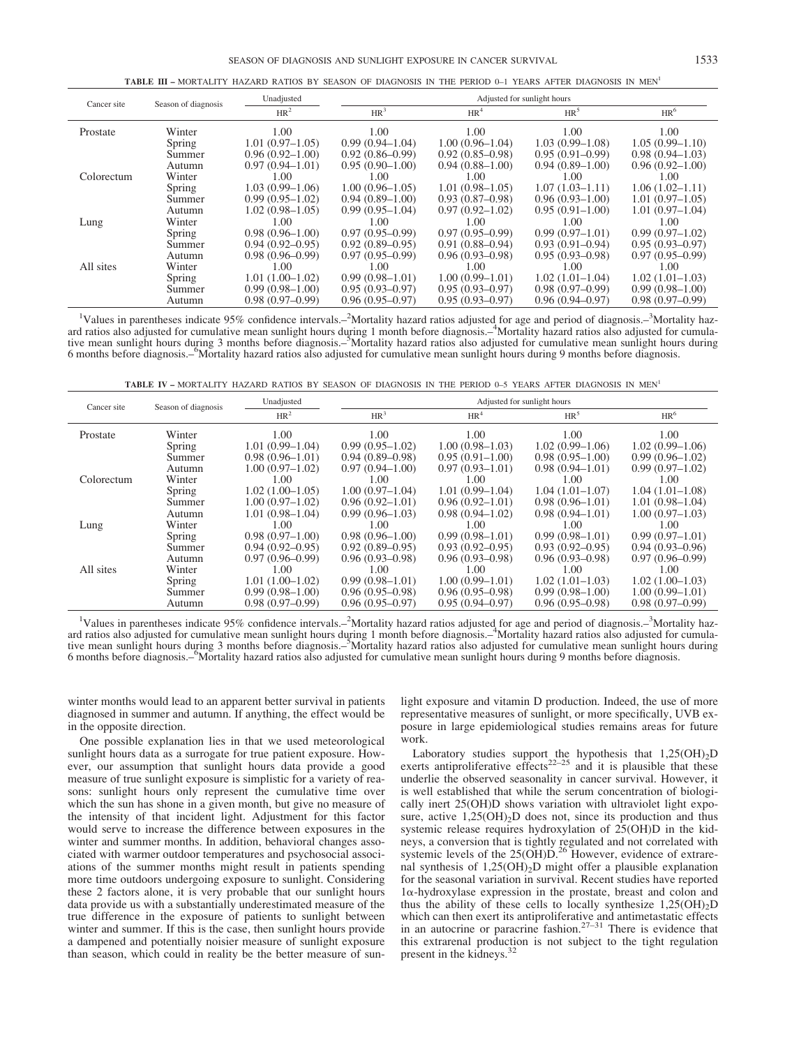**TABLE III** – MORTALITY HAZARD RATIOS BY SEASON OF DIAGNOSIS IN THE PERIOD 0–1 YEARS AFTER DIAGNOSIS IN MEN[1]

| Cancer site | Season of diagnosis | Unadjusted | Adjusted for sunlight hours | | | |
|---|---|---|---|---|---|---|
| | | HR[2] | HR[3] | HR[4] | HR[5] | HR[6] |
| Prostate | Winter | 1.00 | 1.00 | 1.00 | 1.00 | 1.00 |
| | Spring | 1.01 (0.97–1.05) | 0.99 (0.94–1.04) | 1.00 (0.96–1.04) | 1.03 (0.99–1.08) | 1.05 (0.99–1.10) |
| | Summer | 0.96 (0.92–1.00) | 0.92 (0.86–0.99) | 0.92 (0.85–0.98) | 0.95 (0.91–0.99) | 0.98 (0.94–1.03) |
| | Autumn | 0.97 (0.94–1.01) | 0.95 (0.90–1.00) | 0.94 (0.88–1.00) | 0.94 (0.89–1.00) | 0.96 (0.92–1.00) |
| Colorectum | Winter | 1.00 | 1.00 | 1.00 | 1.00 | 1.00 |
| | Spring | 1.03 (0.99–1.06) | 1.00 (0.96–1.05) | 1.01 (0.98–1.05) | 1.07 (1.03–1.11) | 1.06 (1.02–1.11) |
| | Summer | 0.99 (0.95–1.02) | 0.94 (0.89–1.00) | 0.93 (0.87–0.98) | 0.96 (0.93–1.00) | 1.01 (0.97–1.05) |
| | Autumn | 1.02 (0.98–1.05) | 0.99 (0.95–1.04) | 0.97 (0.92–1.02) | 0.95 (0.91–1.00) | 1.01 (0.97–1.04) |
| Lung | Winter | 1.00 | 1.00 | 1.00 | 1.00 | 1.00 |
| | Spring | 0.98 (0.96–1.00) | 0.97 (0.95–0.99) | 0.97 (0.95–0.99) | 0.99 (0.97–1.01) | 0.99 (0.97–1.02) |
| | Summer | 0.94 (0.92–0.95) | 0.92 (0.89–0.95) | 0.91 (0.88–0.94) | 0.93 (0.91–0.94) | 0.95 (0.93–0.97) |
| | Autumn | 0.98 (0.96–0.99) | 0.97 (0.95–0.99) | 0.96 (0.93–0.98) | 0.95 (0.93–0.98) | 0.97 (0.95–0.99) |
| All sites | Winter | 1.00 | 1.00 | 1.00 | 1.00 | 1.00 |
| | Spring | 1.01 (1.00–1.02) | 0.99 (0.98–1.01) | 1.00 (0.99–1.01) | 1.02 (1.01–1.04) | 1.02 (1.01–1.03) |
| | Summer | 0.99 (0.98–1.00) | 0.95 (0.93–0.97) | 0.95 (0.93–0.97) | 0.98 (0.97–0.99) | 0.99 (0.98–1.00) |
| | Autumn | 0.98 (0.97–0.99) | 0.96 (0.95–0.97) | 0.95 (0.93–0.97) | 0.96 (0.94–0.97) | 0.98 (0.97–0.99) |

[1]Values in parentheses indicate 95% confidence intervals.–[2]Mortality hazard ratios adjusted for age and period of diagnosis.–[3]Mortality hazard ratios also adjusted for cumulative mean sunlight hours during 1 month before diagnosis.–[4]Mortality hazard ratios also adjusted for cumulative mean sunlight hours during 3 months before diagnosis.–[5]Mortality hazard ratios also adjusted for cumulative mean sunlight hours during 6 months before diagnosis.–[6]Mortality hazard ratios also adjusted for cumulative mean sunlight hours during 9 months before diagnosis.

**TABLE IV** – MORTALITY HAZARD RATIOS BY SEASON OF DIAGNOSIS IN THE PERIOD 0–5 YEARS AFTER DIAGNOSIS IN MEN[1]

| Cancer site | Season of diagnosis | Unadjusted | Adjusted for sunlight hours | | | |
|---|---|---|---|---|---|---|
| | | HR[2] | HR[3] | HR[4] | HR[5] | HR[6] |
| Prostate | Winter | 1.00 | 1.00 | 1.00 | 1.00 | 1.00 |
| | Spring | 1.01 (0.99–1.04) | 0.99 (0.95–1.02) | 1.00 (0.98–1.03) | 1.02 (0.99–1.06) | 1.02 (0.99–1.06) |
| | Summer | 0.98 (0.96–1.01) | 0.94 (0.89–0.98) | 0.95 (0.91–1.00) | 0.98 (0.95–1.00) | 0.99 (0.96–1.02) |
| | Autumn | 1.00 (0.97–1.02) | 0.97 (0.94–1.00) | 0.97 (0.93–1.01) | 0.98 (0.94–1.01) | 0.99 (0.97–1.02) |
| Colorectum | Winter | 1.00 | 1.00 | 1.00 | 1.00 | 1.00 |
| | Spring | 1.02 (1.00–1.05) | 1.00 (0.97–1.04) | 1.01 (0.99–1.04) | 1.04 (1.01–1.07) | 1.04 (1.01–1.08) |
| | Summer | 1.00 (0.97–1.02) | 0.96 (0.92–1.01) | 0.96 (0.92–1.01) | 0.98 (0.96–1.01) | 1.01 (0.98–1.04) |
| | Autumn | 1.01 (0.98–1.04) | 0.99 (0.96–1.03) | 0.98 (0.94–1.02) | 0.98 (0.94–1.01) | 1.00 (0.97–1.03) |
| Lung | Winter | 1.00 | 1.00 | 1.00 | 1.00 | 1.00 |
| | Spring | 0.98 (0.97–1.00) | 0.98 (0.96–1.00) | 0.99 (0.98–1.01) | 0.99 (0.98–1.01) | 0.99 (0.97–1.01) |
| | Summer | 0.94 (0.92–0.95) | 0.92 (0.89–0.95) | 0.93 (0.92–0.95) | 0.93 (0.92–0.95) | 0.94 (0.93–0.96) |
| | Autumn | 0.97 (0.96–0.99) | 0.96 (0.93–0.98) | 0.96 (0.93–0.98) | 0.96 (0.93–0.98) | 0.97 (0.96–0.99) |
| All sites | Winter | 1.00 | 1.00 | 1.00 | 1.00 | 1.00 |
| | Spring | 1.01 (1.00–1.02) | 0.99 (0.98–1.01) | 1.00 (0.99–1.01) | 1.02 (1.01–1.03) | 1.02 (1.00–1.03) |
| | Summer | 0.99 (0.98–1.00) | 0.96 (0.95–0.98) | 0.96 (0.95–0.98) | 0.99 (0.98–1.00) | 1.00 (0.99–1.01) |
| | Autumn | 0.98 (0.97–0.99) | 0.96 (0.95–0.97) | 0.95 (0.94–0.97) | 0.96 (0.95–0.98) | 0.98 (0.97–0.99) |

[1]Values in parentheses indicate 95% confidence intervals.–[2]Mortality hazard ratios adjusted for age and period of diagnosis.–[3]Mortality hazard ratios also adjusted for cumulative mean sunlight hours during 1 month before diagnosis.–[4]Mortality hazard ratios also adjusted for cumulative mean sunlight hours during 3 months before diagnosis.–[5]Mortality hazard ratios also adjusted for cumulative mean sunlight hours during 6 months before diagnosis.–[6]Mortality hazard ratios also adjusted for cumulative mean sunlight hours during 9 months before diagnosis.

winter months would lead to an apparent better survival in patients diagnosed in summer and autumn. If anything, the effect would be in the opposite direction.

One possible explanation lies in that we used meteorological sunlight hours data as a surrogate for true patient exposure. However, our assumption that sunlight hours data provide a good measure of true sunlight exposure is simplistic for a variety of reasons: sunlight hours only represent the cumulative time over which the sun has shone in a given month, but give no measure of the intensity of that incident light. Adjustment for this factor would serve to increase the difference between exposures in the winter and summer months. In addition, behavioral changes associated with warmer outdoor temperatures and psychosocial associations of the summer months might result in patients spending more time outdoors undergoing exposure to sunlight. Considering these 2 factors alone, it is very probable that our sunlight hours data provide us with a substantially underestimated measure of the true difference in the exposure of patients to sunlight between winter and summer. If this is the case, then sunlight hours provide a dampened and potentially noisier measure of sunlight exposure than season, which could in reality be the better measure of sunlight exposure and vitamin D production. Indeed, the use of more representative measures of sunlight, or more specifically, UVB exposure in large epidemiological studies remains areas for future work.

Laboratory studies support the hypothesis that $1,25(OH)_2D$ exerts antiproliferative effects[22–25] and it is plausible that these underlie the observed seasonality in cancer survival. However, it is well established that while the serum concentration of biologically inert 25(OH)D shows variation with ultraviolet light exposure, active $1,25(OH)_2D$ does not, since its production and thus systemic release requires hydroxylation of 25(OH)D in the kidneys, a conversion that is tightly regulated and not correlated with systemic levels of the 25(OH)D.[26] However, evidence of extrarenal synthesis of $1,25(OH)_2D$ might offer a plausible explanation for the seasonal variation in survival. Recent studies have reported $1\alpha$-hydroxylase expression in the prostate, breast and colon and thus the ability of these cells to locally synthesize $1,25(OH)_2D$ which can then exert its antiproliferative and antimetastatic effects in an autocrine or paracrine fashion.[27–31] There is evidence that this extrarenal production is not subject to the tight regulation present in the kidneys.[32]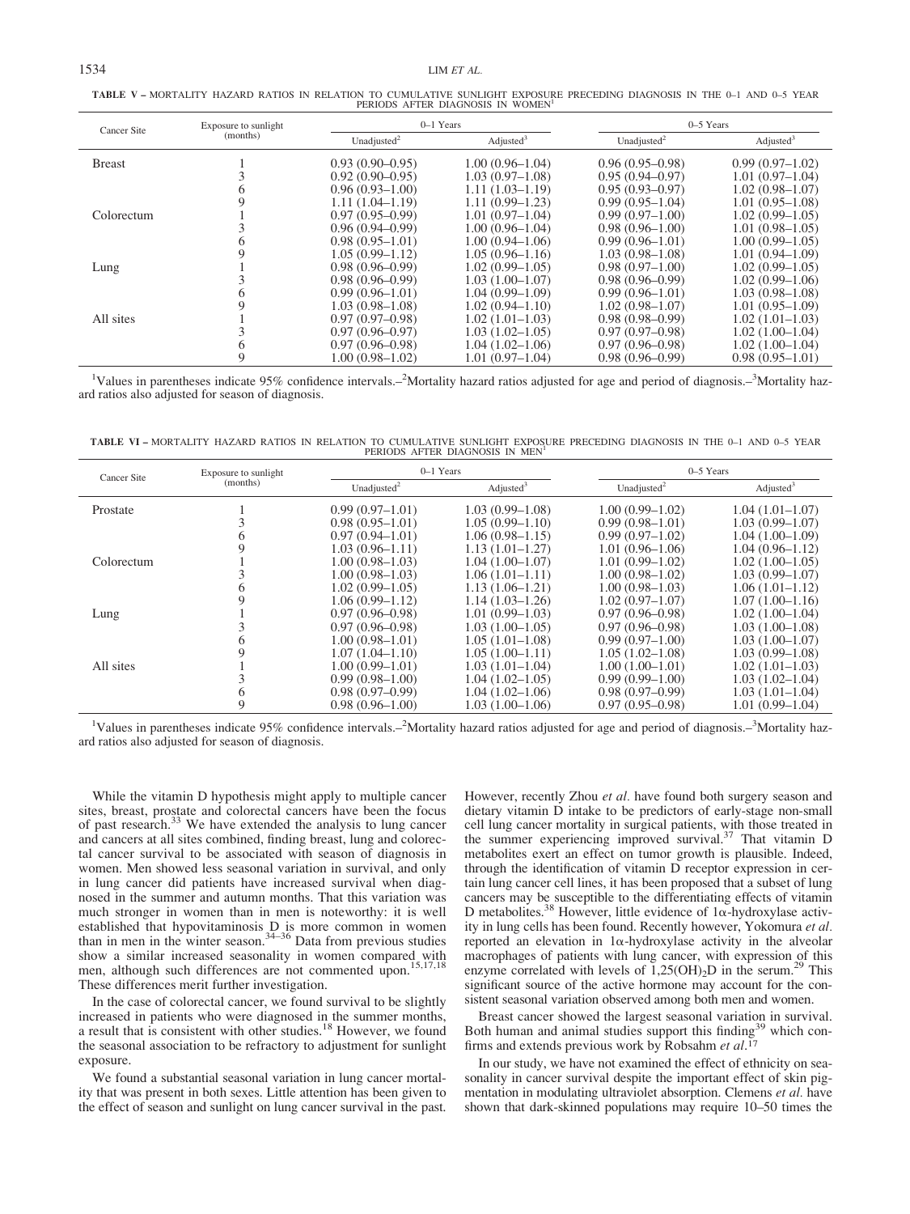**TABLE V – MORTALITY HAZARD RATIOS IN RELATION TO CUMULATIVE SUNLIGHT EXPOSURE PRECEDING DIAGNOSIS IN THE 0–1 AND 0–5 YEAR PERIODS AFTER DIAGNOSIS IN WOMEN[1]**

| Cancer Site | Exposure to sunlight (months) | 0–1 Years | | 0–5 Years | |
|---|---|---|---|---|---|
| | | Unadjusted[2] | Adjusted[3] | Unadjusted[2] | Adjusted[3] |
| Breast | 1 | 0.93 (0.90–0.95) | 1.00 (0.96–1.04) | 0.96 (0.95–0.98) | 0.99 (0.97–1.02) |
| | 3 | 0.92 (0.90–0.95) | 1.03 (0.97–1.08) | 0.95 (0.94–0.97) | 1.01 (0.97–1.04) |
| | 6 | 0.96 (0.93–1.00) | 1.11 (1.03–1.19) | 0.95 (0.93–0.97) | 1.02 (0.98–1.07) |
| | 9 | 1.11 (1.04–1.19) | 1.11 (0.99–1.23) | 0.99 (0.95–1.04) | 1.01 (0.95–1.08) |
| Colorectum | 1 | 0.97 (0.95–0.99) | 1.01 (0.97–1.04) | 0.99 (0.97–1.00) | 1.02 (0.99–1.05) |
| | 3 | 0.96 (0.94–0.99) | 1.00 (0.96–1.04) | 0.98 (0.96–1.00) | 1.01 (0.98–1.05) |
| | 6 | 0.98 (0.95–1.01) | 1.00 (0.94–1.06) | 0.99 (0.96–1.01) | 1.00 (0.99–1.05) |
| | 9 | 1.05 (0.99–1.12) | 1.05 (0.96–1.16) | 1.03 (0.98–1.08) | 1.01 (0.94–1.09) |
| Lung | 1 | 0.98 (0.96–0.99) | 1.02 (0.99–1.05) | 0.98 (0.97–1.00) | 1.02 (0.99–1.05) |
| | 3 | 0.98 (0.96–0.99) | 1.03 (1.00–1.07) | 0.98 (0.96–0.99) | 1.02 (0.99–1.06) |
| | 6 | 0.99 (0.96–1.01) | 1.04 (0.99–1.09) | 0.99 (0.96–1.01) | 1.03 (0.98–1.08) |
| | 9 | 1.03 (0.98–1.08) | 1.02 (0.94–1.10) | 1.02 (0.98–1.07) | 1.01 (0.95–1.09) |
| All sites | 1 | 0.97 (0.97–0.98) | 1.02 (1.01–1.03) | 0.98 (0.98–0.99) | 1.02 (1.01–1.03) |
| | 3 | 0.97 (0.96–0.97) | 1.03 (1.02–1.05) | 0.97 (0.97–0.98) | 1.02 (1.00–1.04) |
| | 6 | 0.97 (0.96–0.98) | 1.04 (1.02–1.06) | 0.97 (0.96–0.98) | 1.02 (1.00–1.04) |
| | 9 | 1.00 (0.98–1.02) | 1.01 (0.97–1.04) | 0.98 (0.96–0.99) | 0.98 (0.95–1.01) |

[1]Values in parentheses indicate 95% confidence intervals.–[2]Mortality hazard ratios adjusted for age and period of diagnosis.–[3]Mortality hazard ratios also adjusted for season of diagnosis.

**TABLE VI – MORTALITY HAZARD RATIOS IN RELATION TO CUMULATIVE SUNLIGHT EXPOSURE PRECEDING DIAGNOSIS IN THE 0–1 AND 0–5 YEAR PERIODS AFTER DIAGNOSIS IN MEN[1]**

| Cancer Site | Exposure to sunlight (months) | 0–1 Years | | 0–5 Years | |
|---|---|---|---|---|---|
| | | Unadjusted[2] | Adjusted[3] | Unadjusted[2] | Adjusted[3] |
| Prostate | 1 | 0.99 (0.97–1.01) | 1.03 (0.99–1.08) | 1.00 (0.99–1.02) | 1.04 (1.01–1.07) |
| | 3 | 0.98 (0.95–1.01) | 1.05 (0.99–1.10) | 0.99 (0.98–1.01) | 1.03 (0.99–1.07) |
| | 6 | 0.97 (0.94–1.01) | 1.06 (0.98–1.15) | 0.99 (0.97–1.02) | 1.04 (1.00–1.09) |
| | 9 | 1.03 (0.96–1.11) | 1.13 (1.01–1.27) | 1.01 (0.96–1.06) | 1.04 (0.96–1.12) |
| Colorectum | 1 | 1.00 (0.98–1.03) | 1.04 (1.00–1.07) | 1.01 (0.99–1.02) | 1.02 (1.00–1.05) |
| | 3 | 1.00 (0.98–1.03) | 1.06 (1.01–1.11) | 1.00 (0.98–1.02) | 1.03 (0.99–1.07) |
| | 6 | 1.02 (0.99–1.05) | 1.13 (1.06–1.21) | 1.00 (0.98–1.03) | 1.06 (1.01–1.12) |
| | 9 | 1.06 (0.99–1.12) | 1.14 (1.03–1.26) | 1.02 (0.97–1.07) | 1.07 (1.00–1.16) |
| Lung | 1 | 0.97 (0.96–0.98) | 1.01 (0.99–1.03) | 0.97 (0.96–0.98) | 1.02 (1.00–1.04) |
| | 3 | 0.97 (0.96–0.98) | 1.03 (1.00–1.05) | 0.97 (0.96–0.98) | 1.03 (1.00–1.08) |
| | 6 | 1.00 (0.98–1.01) | 1.05 (1.01–1.08) | 0.99 (0.97–1.00) | 1.03 (1.00–1.07) |
| | 9 | 1.07 (1.04–1.10) | 1.05 (1.00–1.11) | 1.05 (1.02–1.08) | 1.03 (0.99–1.08) |
| All sites | 1 | 1.00 (0.99–1.01) | 1.03 (1.01–1.04) | 1.00 (1.00–1.01) | 1.02 (1.01–1.03) |
| | 3 | 0.99 (0.98–1.00) | 1.04 (1.02–1.05) | 0.99 (0.99–1.00) | 1.03 (1.02–1.04) |
| | 6 | 0.98 (0.97–0.99) | 1.04 (1.02–1.06) | 0.98 (0.97–0.99) | 1.03 (1.01–1.04) |
| | 9 | 0.98 (0.96–1.00) | 1.03 (1.00–1.06) | 0.97 (0.95–0.98) | 1.01 (0.99–1.04) |

[1]Values in parentheses indicate 95% confidence intervals.–[2]Mortality hazard ratios adjusted for age and period of diagnosis.–[3]Mortality hazard ratios also adjusted for season of diagnosis.

While the vitamin D hypothesis might apply to multiple cancer sites, breast, prostate and colorectal cancers have been the focus of past research.[33] We have extended the analysis to lung cancer and cancers at all sites combined, finding breast, lung and colorectal cancer survival to be associated with season of diagnosis in women. Men showed less seasonal variation in survival, and only in lung cancer did patients have increased survival when diagnosed in the summer and autumn months. That this variation was much stronger in women than in men is noteworthy: it is well established that hypovitaminosis D is more common in women than in men in the winter season.[34–36] Data from previous studies show a similar increased seasonality in women compared with men, although such differences are not commented upon.[15,17,18] These differences merit further investigation.

In the case of colorectal cancer, we found survival to be slightly increased in patients who were diagnosed in the summer months, a result that is consistent with other studies.[18] However, we found the seasonal association to be refractory to adjustment for sunlight exposure.

We found a substantial seasonal variation in lung cancer mortality that was present in both sexes. Little attention has been given to the effect of season and sunlight on lung cancer survival in the past. However, recently Zhou *et al.* have found both surgery season and dietary vitamin D intake to be predictors of early-stage non-small cell lung cancer mortality in surgical patients, with those treated in the summer experiencing improved survival.[37] That vitamin D metabolites exert an effect on tumor growth is plausible. Indeed, through the identification of vitamin D receptor expression in certain lung cancer cell lines, it has been proposed that a subset of lung cancers may be susceptible to the differentiating effects of vitamin D metabolites.[38] However, little evidence of 1α-hydroxylase activity in lung cells has been found. Recently however, Yokomura *et al.* reported an elevation in 1α-hydroxylase activity in the alveolar macrophages of patients with lung cancer, with expression of this enzyme correlated with levels of $1,25(OH)_2D$ in the serum.[29] This significant source of the active hormone may account for the consistent seasonal variation observed among both men and women.

Breast cancer showed the largest seasonal variation in survival. Both human and animal studies support this finding[39] which confirms and extends previous work by Robsahm *et al*.[17]

In our study, we have not examined the effect of ethnicity on seasonality in cancer survival despite the important effect of skin pigmentation in modulating ultraviolet absorption. Clemens *et al.* have shown that dark-skinned populations may require 10–50 times the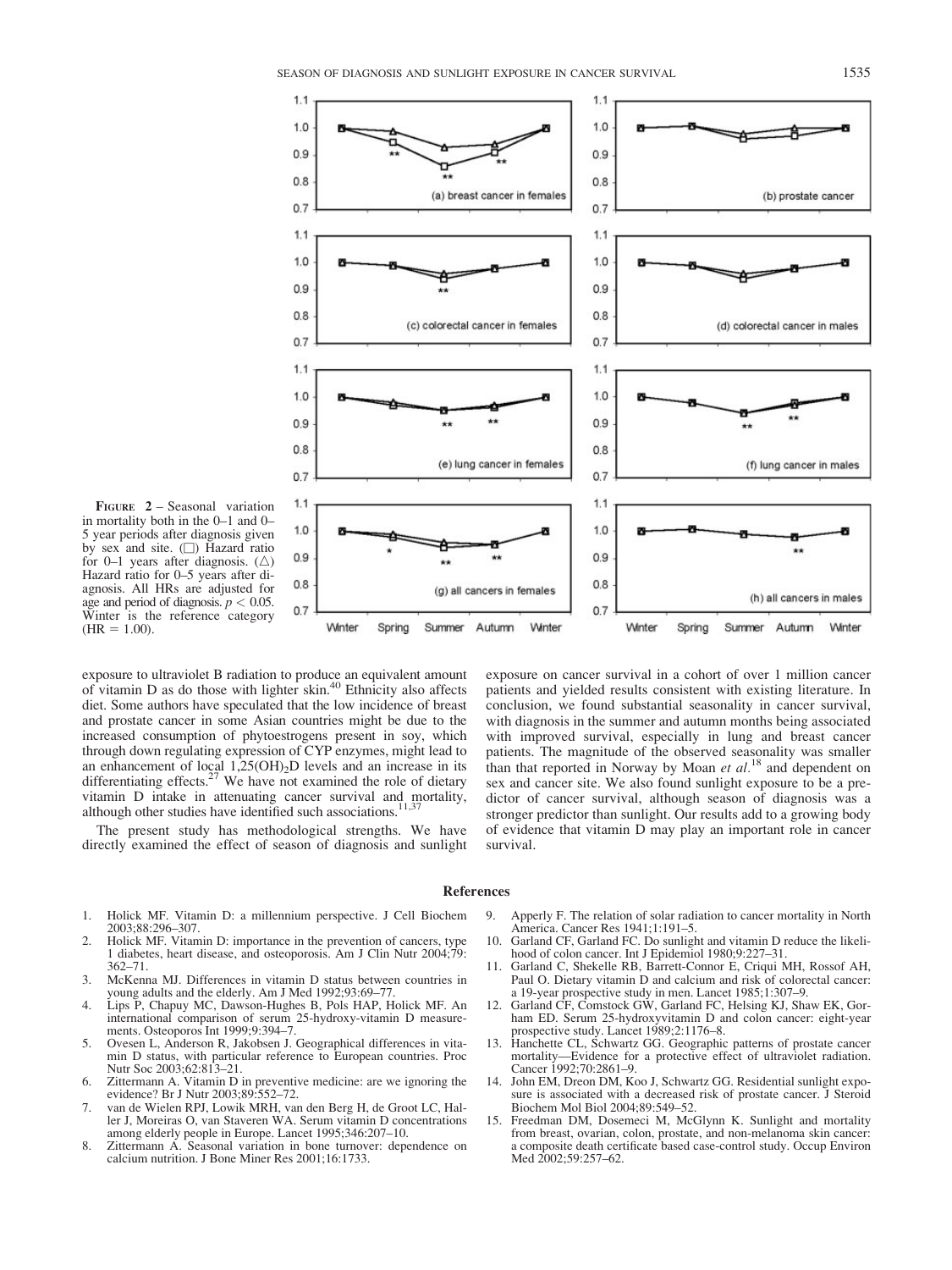**Figure 2** – Seasonal variation in mortality both in the 0–1 and 0–5 year periods after diagnosis given by sex and site. (□) Hazard ratio for 0–1 years after diagnosis. (△) Hazard ratio for 0–5 years after diagnosis. All HRs are adjusted for age and period of diagnosis. $p < 0.05$. Winter is the reference category (HR = 1.00).

exposure to ultraviolet B radiation to produce an equivalent amount of vitamin D as do those with lighter skin.[40] Ethnicity also affects diet. Some authors have speculated that the low incidence of breast and prostate cancer in some Asian countries might be due to the increased consumption of phytoestrogens present in soy, which through down regulating expression of CYP enzymes, might lead to an enhancement of local $1,25(OH)_2D$ levels and an increase in its differentiating effects.[27] We have not examined the role of dietary vitamin D intake in attenuating cancer survival and mortality, although other studies have identified such associations.[11,37]

The present study has methodological strengths. We have directly examined the effect of season of diagnosis and sunlight exposure on cancer survival in a cohort of over 1 million cancer patients and yielded results consistent with existing literature. In conclusion, we found substantial seasonality in cancer survival, with diagnosis in the summer and autumn months being associated with improved survival, especially in lung and breast cancer patients. The magnitude of the observed seasonality was smaller than that reported in Norway by Moan *et al*.[18] and dependent on sex and cancer site. We also found sunlight exposure to be a predictor of cancer survival, although season of diagnosis was a stronger predictor than sunlight. Our results add to a growing body of evidence that vitamin D may play an important role in cancer survival.

## References

1. Holick MF. Vitamin D: a millennium perspective. J Cell Biochem 2003;88:296–307.
2. Holick MF. Vitamin D: importance in the prevention of cancers, type 1 diabetes, heart disease, and osteoporosis. Am J Clin Nutr 2004;79:362–71.
3. McKenna MJ. Differences in vitamin D status between countries in young adults and the elderly. Am J Med 1992;93:69–77.
4. Lips P, Chapuy MC, Dawson-Hughes B, Pols HAP, Holick MF. An international comparison of serum 25-hydroxy-vitamin D measurements. Osteoporos Int 1999;9:394–7.
5. Ovesen L, Anderson R, Jakobsen J. Geographical differences in vitamin D status, with particular reference to European countries. Proc Nutr Soc 2003;62:813–21.
6. Zittermann A. Vitamin D in preventive medicine: are we ignoring the evidence? Br J Nutr 2003;89:552–72.
7. van de Wielen RPJ, Lowik MRH, van den Berg H, de Groot LC, Haller J, Moreiras O, van Staveren WA. Serum vitamin D concentrations among elderly people in Europe. Lancet 1995;346:207–10.
8. Zittermann A. Seasonal variation in bone turnover: dependence on calcium nutrition. J Bone Miner Res 2001;16:1733.
9. Apperly F. The relation of solar radiation to cancer mortality in North America. Cancer Res 1941;1:191–5.
10. Garland CF, Garland FC. Do sunlight and vitamin D reduce the likelihood of colon cancer. Int J Epidemiol 1980;9:227–31.
11. Garland C, Shekelle RB, Barrett-Connor E, Criqui MH, Rossof AH, Paul O. Dietary vitamin D and calcium and risk of colorectal cancer: a 19-year prospective study in men. Lancet 1985;1:307–9.
12. Garland CF, Comstock GW, Garland FC, Helsing KJ, Shaw EK, Gorham ED. Serum 25-hydroxyvitamin D and colon cancer: eight-year prospective study. Lancet 1989;2:1176–8.
13. Hanchette CL, Schwartz GG. Geographic patterns of prostate cancer mortality—Evidence for a protective effect of ultraviolet radiation. Cancer 1992;70:2861–9.
14. John EM, Dreon DM, Koo J, Schwartz GG. Residential sunlight exposure is associated with a decreased risk of prostate cancer. J Steroid Biochem Mol Biol 2004;89:549–52.
15. Freedman DM, Dosemeci M, McGlynn K. Sunlight and mortality from breast, ovarian, colon, prostate, and non-melanoma skin cancer: a composite death certificate based case-control study. Occup Environ Med 2002;59:257–62.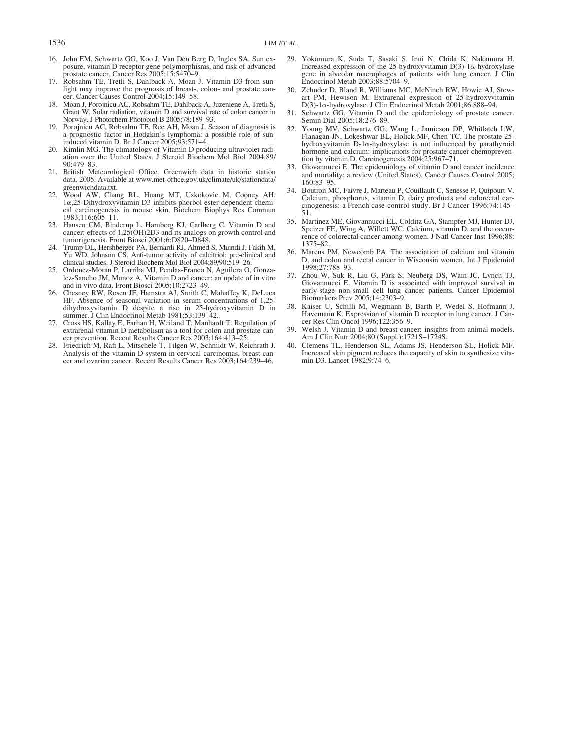16. John EM, Schwartz GG, Koo J, Van Den Berg D, Ingles SA. Sun exposure, vitamin D receptor gene polymorphisms, and risk of advanced prostate cancer. Cancer Res 2005;15:5470–9.
17. Robsahm TE, Tretli S, Dahlback A, Moan J. Vitamin D3 from sunlight may improve the prognosis of breast-, colon- and prostate cancer. Cancer Causes Control 2004;15:149–58.
18. Moan J, Porojnicu AC, Robsahm TE, Dahlback A, Juzeniene A, Tretli S, Grant W. Solar radiation, vitamin D and survival rate of colon cancer in Norway. J Photochem Photobiol B 2005;78:189–93.
19. Porojnicu AC, Robsahm TE, Ree AH, Moan J. Season of diagnosis is a prognostic factor in Hodgkin's lymphoma: a possible role of sun-induced vitamin D. Br J Cancer 2005;93:571–4.
20. Kimlin MG. The climatology of Vitamin D producing ultraviolet radiation over the United States. J Steroid Biochem Mol Biol 2004;89/90:479–83.
21. British Meteorological Office. Greenwich data in historic station data. 2005. Available at www.met-office.gov.uk/climate/uk/stationdata/greenwichdata.txt.
22. Wood AW, Chang RL, Huang MT, Uskokovic M, Cooney AH. 1α,25-Dihydroxyvitamin D3 inhibits phorbol ester-dependent chemical carcinogenesis in mouse skin. Biochem Biophys Res Commun 1983;116:605–11.
23. Hansen CM, Binderup L, Hamberg KJ, Carlberg C. Vitamin D and cancer: effects of 1,25(OH)2D3 and its analogs on growth control and tumorigenesis. Front Biosci 2001;6:D820–D848.
24. Trump DL, Hershberger PA, Bernardi RJ, Ahmed S, Muindi J, Fakih M, Yu WD, Johnson CS. Anti-tumor activity of calcitriol: pre-clinical and clinical studies. J Steroid Biochem Mol Biol 2004;89/90:519–26.
25. Ordonez-Moran P, Larriba MJ, Pendas-Franco N, Aguilera O, Gonzalez-Sancho JM, Munoz A. Vitamin D and cancer: an update of in vitro and in vivo data. Front Biosci 2005;10:2723–49.
26. Chesney RW, Rosen JF, Hamstra AJ, Smith C, Mahaffey K, DeLuca HF. Absence of seasonal variation in serum concentrations of 1,25-dihydroxyvitamin D despite a rise in 25-hydroxyvitamin D in summer. J Clin Endocrinol Metab 1981;53:139–42.
27. Cross HS, Kallay E, Farhan H, Weiland T, Manhardt T. Regulation of extrarenal vitamin D metabolism as a tool for colon and prostate cancer prevention. Recent Results Cancer Res 2003;164:413–25.
28. Friedrich M, Rafi L, Mitschele T, Tilgen W, Schmidt W, Reichrath J. Analysis of the vitamin D system in cervical carcinomas, breast cancer and ovarian cancer. Recent Results Cancer Res 2003;164:239–46.
29. Yokomura K, Suda T, Sasaki S, Inui N, Chida K, Nakamura H. Increased expression of the 25-hydroxyvitamin D(3)-1α-hydroxylase gene in alveolar macrophages of patients with lung cancer. J Clin Endocrinol Metab 2003;88:5704–9.
30. Zehnder D, Bland R, Williams MC, McNinch RW, Howie AJ, Stewart PM, Hewison M. Extrarenal expression of 25-hydroxyvitamin D(3)-1α-hydroxylase. J Clin Endocrinol Metab 2001;86:888–94.
31. Schwartz GG. Vitamin D and the epidemiology of prostate cancer. Semin Dial 2005;18:276–89.
32. Young MV, Schwartz GG, Wang L, Jamieson DP, Whitlatch LW, Flanagan JN, Lokeshwar BL, Holick MF, Chen TC. The prostate 25-hydroxyvitamin D-1α-hydroxylase is not influenced by parathyroid hormone and calcium: implications for prostate cancer chemoprevention by vitamin D. Carcinogenesis 2004;25:967–71.
33. Giovannucci E. The epidemiology of vitamin D and cancer incidence and mortality: a review (United States). Cancer Causes Control 2005;160:83–95.
34. Boutron MC, Faivre J, Marteau P, Couillault C, Senesse P, Quipourt V. Calcium, phosphorus, vitamin D, dairy products and colorectal carcinogenesis: a French case-control study. Br J Cancer 1996;74:145–51.
35. Martinez ME, Giovannucci EL, Colditz GA, Stampfer MJ, Hunter DJ, Speizer FE, Wing A, Willett WC. Calcium, vitamin D, and the occurrence of colorectal cancer among women. J Natl Cancer Inst 1996;88:1375–82.
36. Marcus PM, Newcomb PA. The association of calcium and vitamin D, and colon and rectal cancer in Wisconsin women. Int J Epidemiol 1998;27:788–93.
37. Zhou W, Suk R, Liu G, Park S, Neuberg DS, Wain JC, Lynch TJ, Giovannucci E. Vitamin D is associated with improved survival in early-stage non-small cell lung cancer patients. Cancer Epidemiol Biomarkers Prev 2005;14:2303–9.
38. Kaiser U, Schilli M, Wegmann B, Barth P, Wedel S, Hofmann J, Havemann K. Expression of vitamin D receptor in lung cancer. J Cancer Res Clin Oncol 1996;122:356–9.
39. Welsh J. Vitamin D and breast cancer: insights from animal models. Am J Clin Nutr 2004;80 (Suppl.):1721S–1724S.
40. Clemens TL, Henderson SL, Adams JS, Henderson SL, Holick MF. Increased skin pigment reduces the capacity of skin to synthesize vitamin D3. Lancet 1982;9:74–6.